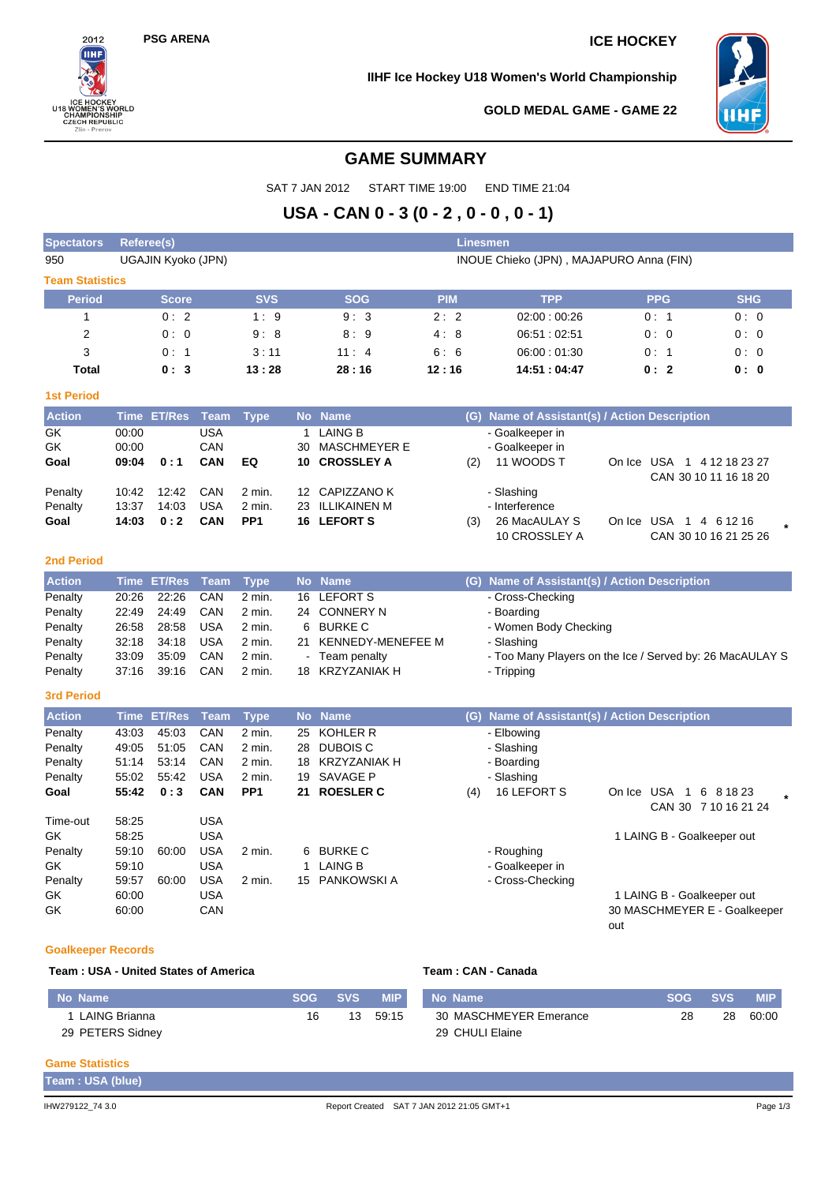PSG ARENA

ICE HOCKEY

IIHF Ice Hockey U18 Women's World Championship

GOLD MEDAL GAME - GAME 22

# GAME SUMMARY

SAT 7 JAN 2012 START TIME 19:00 END TIME 21:04

## USA - CAN 0 - 3 (0 - 2 , 0 - 0 , 0 - 1)

| Spectators | Referee(s) | Linesmen |
|---|---|---|
| 950 | UGAJIN Kyoko (JPN) | INOUE Chieko (JPN) , MAJAPURO Anna (FIN) |

### Team Statistics

| Period | Score | SVS | SOG | PIM | TPP | PPG | SHG |
|---|---|---|---|---|---|---|---|
| 1 | 0 : 2 | 1 : 9 | 9 : 3 | 2 : 2 | 02:00 : 00:26 | 0 : 1 | 0 : 0 |
| 2 | 0 : 0 | 9 : 8 | 8 : 9 | 4 : 8 | 06:51 : 02:51 | 0 : 0 | 0 : 0 |
| 3 | 0 : 1 | 3 : 11 | 11 : 4 | 6 : 6 | 06:00 : 01:30 | 0 : 1 | 0 : 0 |
| **Total** | **0 : 3** | **13 : 28** | **28 : 16** | **12 : 16** | **14:51 : 04:47** | **0 : 2** | **0 : 0** |

### 1st Period

| Action | Time | ET/Res | Team | Type | No | Name | (G) | Name of Assistant(s) / Action Description | |
|---|---|---|---|---|---|---|---|---|---|
| GK | 00:00 | | USA | | 1 | LAING B | | - Goalkeeper in | |
| GK | 00:00 | | CAN | | 30 | MASCHMEYER E | | - Goalkeeper in | |
| **Goal** | **09:04** | **0 : 1** | **CAN** | **EQ** | **10** | **CROSSLEY A** | (2) | 11 WOODS T | On Ice USA 1 4 12 18 23 27 CAN 30 10 11 16 18 20 |
| Penalty | 10:42 | 12:42 | CAN | 2 min. | 12 | CAPIZZANO K | | - Slashing | |
| Penalty | 13:37 | 14:03 | USA | 2 min. | 23 | ILLIKAINEN M | | - Interference | |
| **Goal** | **14:03** | **0 : 2** | **CAN** | **PP1** | **16** | **LEFORT S** | (3) | 26 MacAULAY S, 10 CROSSLEY A | On Ice USA 1 4 6 12 16 CAN 30 10 16 21 25 26 * |

### 2nd Period

| Action | Time | ET/Res | Team | Type | No | Name | (G) | Name of Assistant(s) / Action Description |
|---|---|---|---|---|---|---|---|---|
| Penalty | 20:26 | 22:26 | CAN | 2 min. | 16 | LEFORT S | | - Cross-Checking |
| Penalty | 22:49 | 24:49 | CAN | 2 min. | 24 | CONNERY N | | - Boarding |
| Penalty | 26:58 | 28:58 | USA | 2 min. | 6 | BURKE C | | - Women Body Checking |
| Penalty | 32:18 | 34:18 | USA | 2 min. | 21 | KENNEDY-MENEFEE M | | - Slashing |
| Penalty | 33:09 | 35:09 | CAN | 2 min. | - | Team penalty | | - Too Many Players on the Ice / Served by: 26 MacAULAY S |
| Penalty | 37:16 | 39:16 | CAN | 2 min. | 18 | KRZYZANIAK H | | - Tripping |

### 3rd Period

| Action | Time | ET/Res | Team | Type | No | Name | (G) | Name of Assistant(s) / Action Description | |
|---|---|---|---|---|---|---|---|---|---|
| Penalty | 43:03 | 45:03 | CAN | 2 min. | 25 | KOHLER R | | - Elbowing | |
| Penalty | 49:05 | 51:05 | CAN | 2 min. | 28 | DUBOIS C | | - Slashing | |
| Penalty | 51:14 | 53:14 | CAN | 2 min. | 18 | KRZYZANIAK H | | - Boarding | |
| Penalty | 55:02 | 55:42 | USA | 2 min. | 19 | SAVAGE P | | - Slashing | |
| **Goal** | **55:42** | **0 : 3** | **CAN** | **PP1** | **21** | **ROESLER C** | (4) | 16 LEFORT S | On Ice USA 1 6 8 18 23 CAN 30 7 10 16 21 24 * |
| Time-out | 58:25 | | USA | | | | | | |
| GK | 58:25 | | USA | | | | | | 1 LAING B - Goalkeeper out |
| Penalty | 59:10 | 60:00 | USA | 2 min. | 6 | BURKE C | | - Roughing | |
| GK | 59:10 | | USA | | 1 | LAING B | | - Goalkeeper in | |
| Penalty | 59:57 | 60:00 | USA | 2 min. | 15 | PANKOWSKI A | | - Cross-Checking | |
| GK | 60:00 | | USA | | | | | | 1 LAING B - Goalkeeper out |
| GK | 60:00 | | CAN | | | | | | 30 MASCHMEYER E - Goalkeeper out |

### Goalkeeper Records

**Team : USA - United States of America**

| No | Name | SOG | SVS | MIP |
|---|---|---|---|---|
| 1 | LAING Brianna | 16 | 13 | 59:15 |
| 29 | PETERS Sidney | | | |

**Team : CAN - Canada**

| No | Name | SOG | SVS | MIP |
|---|---|---|---|---|
| 30 | MASCHMEYER Emerance | 28 | 28 | 60:00 |
| 29 | CHULI Elaine | | | |

### Game Statistics

**Team : USA (blue)**

IHW279122_74 3.0 Report Created SAT 7 JAN 2012 21:05 GMT+1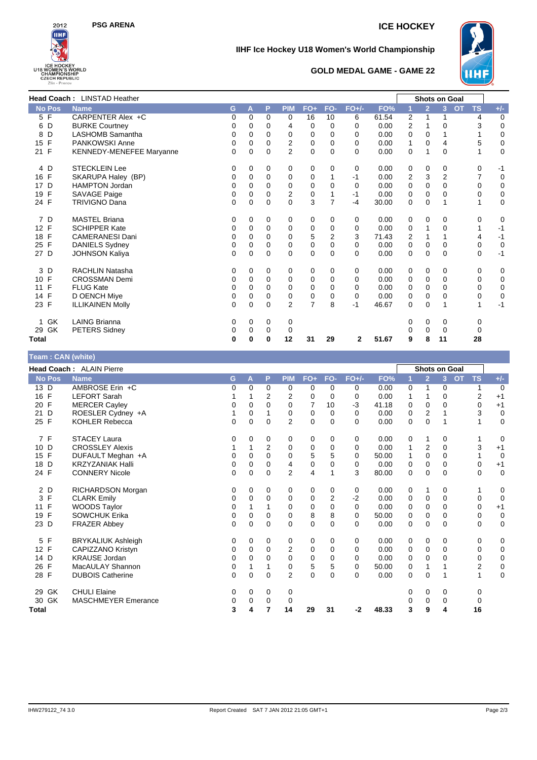PSG ARENA

ICE HOCKEY

# IIHF Ice Hockey U18 Women's World Championship

## GOLD MEDAL GAME - GAME 22

**Head Coach :** LINSTAD Heather

| No | Pos | Name | G | A | P | PIM | FO+ | FO- | FO+/- | FO% | Shots on Goal 1 | 2 | 3 | OT | TS | +/- |
|---|---|---|---|---|---|---|---|---|---|---|---|---|---|---|---|---|
| 5 | F | CARPENTER Alex +C | 0 | 0 | 0 | 0 | 16 | 10 | 6 | 61.54 | 2 | 1 | 1 | | 4 | 0 |
| 6 | D | BURKE Courtney | 0 | 0 | 0 | 4 | 0 | 0 | 0 | 0.00 | 2 | 1 | 0 | | 3 | 0 |
| 8 | D | LASHOMB Samantha | 0 | 0 | 0 | 0 | 0 | 0 | 0 | 0.00 | 0 | 0 | 1 | | 1 | 0 |
| 15 | F | PANKOWSKI Anne | 0 | 0 | 0 | 2 | 0 | 0 | 0 | 0.00 | 1 | 0 | 4 | | 5 | 0 |
| 21 | F | KENNEDY-MENEFEE Maryanne | 0 | 0 | 0 | 2 | 0 | 0 | 0 | 0.00 | 0 | 1 | 0 | | 1 | 0 |
| 4 | D | STECKLEIN Lee | 0 | 0 | 0 | 0 | 0 | 0 | 0 | 0.00 | 0 | 0 | 0 | | 0 | -1 |
| 16 | F | SKARUPA Haley (BP) | 0 | 0 | 0 | 0 | 0 | 1 | -1 | 0.00 | 2 | 3 | 2 | | 7 | 0 |
| 17 | D | HAMPTON Jordan | 0 | 0 | 0 | 0 | 0 | 0 | 0 | 0.00 | 0 | 0 | 0 | | 0 | 0 |
| 19 | F | SAVAGE Paige | 0 | 0 | 0 | 2 | 0 | 1 | -1 | 0.00 | 0 | 0 | 0 | | 0 | 0 |
| 24 | F | TRIVIGNO Dana | 0 | 0 | 0 | 0 | 3 | 7 | -4 | 30.00 | 0 | 0 | 1 | | 1 | 0 |
| 7 | D | MASTEL Briana | 0 | 0 | 0 | 0 | 0 | 0 | 0 | 0.00 | 0 | 0 | 0 | | 0 | 0 |
| 12 | F | SCHIPPER Kate | 0 | 0 | 0 | 0 | 0 | 0 | 0 | 0.00 | 0 | 1 | 0 | | 1 | -1 |
| 18 | F | CAMERANESI Dani | 0 | 0 | 0 | 0 | 5 | 2 | 3 | 71.43 | 2 | 1 | 1 | | 4 | -1 |
| 25 | F | DANIELS Sydney | 0 | 0 | 0 | 0 | 0 | 0 | 0 | 0.00 | 0 | 0 | 0 | | 0 | 0 |
| 27 | D | JOHNSON Kaliya | 0 | 0 | 0 | 0 | 0 | 0 | 0 | 0.00 | 0 | 0 | 0 | | 0 | -1 |
| 3 | D | RACHLIN Natasha | 0 | 0 | 0 | 0 | 0 | 0 | 0 | 0.00 | 0 | 0 | 0 | | 0 | 0 |
| 10 | F | CROSSMAN Demi | 0 | 0 | 0 | 0 | 0 | 0 | 0 | 0.00 | 0 | 0 | 0 | | 0 | 0 |
| 11 | F | FLUG Kate | 0 | 0 | 0 | 0 | 0 | 0 | 0 | 0.00 | 0 | 0 | 0 | | 0 | 0 |
| 14 | F | D OENCH Miye | 0 | 0 | 0 | 0 | 0 | 0 | 0 | 0.00 | 0 | 0 | 0 | | 0 | 0 |
| 23 | F | ILLIKAINEN Molly | 0 | 0 | 0 | 2 | 7 | 8 | -1 | 46.67 | 0 | 0 | 1 | | 1 | -1 |
| 1 | GK | LAING Brianna | 0 | 0 | 0 | 0 | | | | | 0 | 0 | 0 | | 0 | |
| 29 | GK | PETERS Sidney | 0 | 0 | 0 | 0 | | | | | 0 | 0 | 0 | | 0 | |
| **Total** | | | **0** | **0** | **0** | **12** | **31** | **29** | **2** | **51.67** | **9** | **8** | **11** | | **28** | |

**Team : CAN (white)**

**Head Coach :** ALAIN Pierre

| No | Pos | Name | G | A | P | PIM | FO+ | FO- | FO+/- | FO% | Shots on Goal 1 | 2 | 3 | OT | TS | +/- |
|---|---|---|---|---|---|---|---|---|---|---|---|---|---|---|---|---|
| 13 | D | AMBROSE Erin +C | 0 | 0 | 0 | 0 | 0 | 0 | 0 | 0.00 | 0 | 1 | 0 | | 1 | 0 |
| 16 | F | LEFORT Sarah | 1 | 1 | 2 | 2 | 0 | 0 | 0 | 0.00 | 1 | 1 | 0 | | 2 | +1 |
| 20 | F | MERCER Cayley | 0 | 0 | 0 | 0 | 7 | 10 | -3 | 41.18 | 0 | 0 | 0 | | 0 | +1 |
| 21 | D | ROESLER Cydney +A | 1 | 0 | 1 | 0 | 0 | 0 | 0 | 0.00 | 0 | 2 | 1 | | 3 | 0 |
| 25 | F | KOHLER Rebecca | 0 | 0 | 0 | 2 | 0 | 0 | 0 | 0.00 | 0 | 0 | 1 | | 1 | 0 |
| 7 | F | STACEY Laura | 0 | 0 | 0 | 0 | 0 | 0 | 0 | 0.00 | 0 | 1 | 0 | | 1 | 0 |
| 10 | D | CROSSLEY Alexis | 1 | 1 | 2 | 0 | 0 | 0 | 0 | 0.00 | 1 | 2 | 0 | | 3 | +1 |
| 15 | F | DUFAULT Meghan +A | 0 | 0 | 0 | 0 | 5 | 5 | 0 | 50.00 | 1 | 0 | 0 | | 1 | 0 |
| 18 | D | KRZYZANIAK Halli | 0 | 0 | 0 | 4 | 0 | 0 | 0 | 0.00 | 0 | 0 | 0 | | 0 | +1 |
| 24 | F | CONNERY Nicole | 0 | 0 | 0 | 2 | 4 | 1 | 3 | 80.00 | 0 | 0 | 0 | | 0 | 0 |
| 2 | D | RICHARDSON Morgan | 0 | 0 | 0 | 0 | 0 | 0 | 0 | 0.00 | 0 | 1 | 0 | | 1 | 0 |
| 3 | F | CLARK Emily | 0 | 0 | 0 | 0 | 0 | 2 | -2 | 0.00 | 0 | 0 | 0 | | 0 | 0 |
| 11 | F | WOODS Taylor | 0 | 1 | 1 | 0 | 0 | 0 | 0 | 0.00 | 0 | 0 | 0 | | 0 | +1 |
| 19 | F | SOWCHUK Erika | 0 | 0 | 0 | 0 | 8 | 8 | 0 | 50.00 | 0 | 0 | 0 | | 0 | 0 |
| 23 | D | FRAZER Abbey | 0 | 0 | 0 | 0 | 0 | 0 | 0 | 0.00 | 0 | 0 | 0 | | 0 | 0 |
| 5 | F | BRYKALIUK Ashleigh | 0 | 0 | 0 | 0 | 0 | 0 | 0 | 0.00 | 0 | 0 | 0 | | 0 | 0 |
| 12 | F | CAPIZZANO Kristyn | 0 | 0 | 0 | 2 | 0 | 0 | 0 | 0.00 | 0 | 0 | 0 | | 0 | 0 |
| 14 | D | KRAUSE Jordan | 0 | 0 | 0 | 0 | 0 | 0 | 0 | 0.00 | 0 | 0 | 0 | | 0 | 0 |
| 26 | F | MacAULAY Shannon | 0 | 1 | 1 | 0 | 5 | 5 | 0 | 50.00 | 0 | 1 | 1 | | 2 | 0 |
| 28 | F | DUBOIS Catherine | 0 | 0 | 0 | 2 | 0 | 0 | 0 | 0.00 | 0 | 0 | 1 | | 1 | 0 |
| 29 | GK | CHULI Elaine | 0 | 0 | 0 | 0 | | | | | 0 | 0 | 0 | | 0 | |
| 30 | GK | MASCHMEYER Emerance | 0 | 0 | 0 | 0 | | | | | 0 | 0 | 0 | | 0 | |
| **Total** | | | **3** | **4** | **7** | **14** | **29** | **31** | **-2** | **48.33** | **3** | **9** | **4** | | **16** | |

IHW279122_74 3.0 Report Created SAT 7 JAN 2012 21:05 GMT+1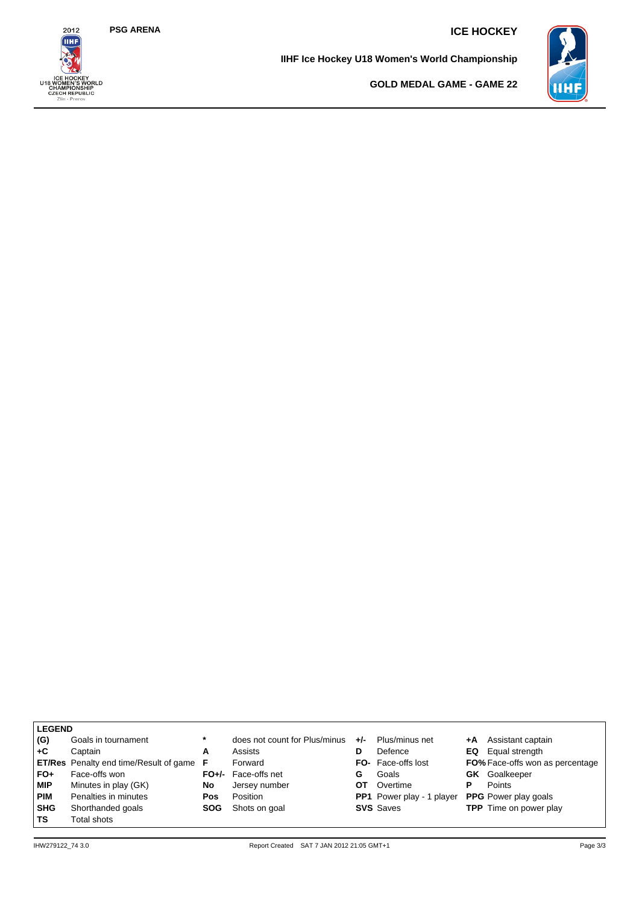**PSG ARENA**

**ICE HOCKEY**

**IIHF Ice Hockey U18 Women's World Championship**

**GOLD MEDAL GAME - GAME 22**

| LEGEND | | | | | | | |
|---|---|---|---|---|---|---|---|
| **(G)** Goals in tournament | | **\*** | does not count for Plus/minus | **+/-** | Plus/minus net | **+A** | Assistant captain |
| **+C** Captain | | **A** | Assists | **D** | Defence | **EQ** | Equal strength |
| **ET/Res** Penalty end time/Result of game | | **F** | Forward | **FO-** | Face-offs lost | **FO%** | Face-offs won as percentage |
| **FO+** Face-offs won | | **FO+/-** | Face-offs net | **G** | Goals | **GK** | Goalkeeper |
| **MIP** Minutes in play (GK) | | **No** | Jersey number | **OT** | Overtime | **P** | Points |
| **PIM** Penalties in minutes | | **Pos** | Position | **PP1** | Power play - 1 player | **PPG** | Power play goals |
| **SHG** Shorthanded goals | | **SOG** | Shots on goal | **SVS** | Saves | **TPP** | Time on power play |
| **TS** Total shots | | | | | | | |

IHW279122_74 3.0 Report Created SAT 7 JAN 2012 21:05 GMT+1